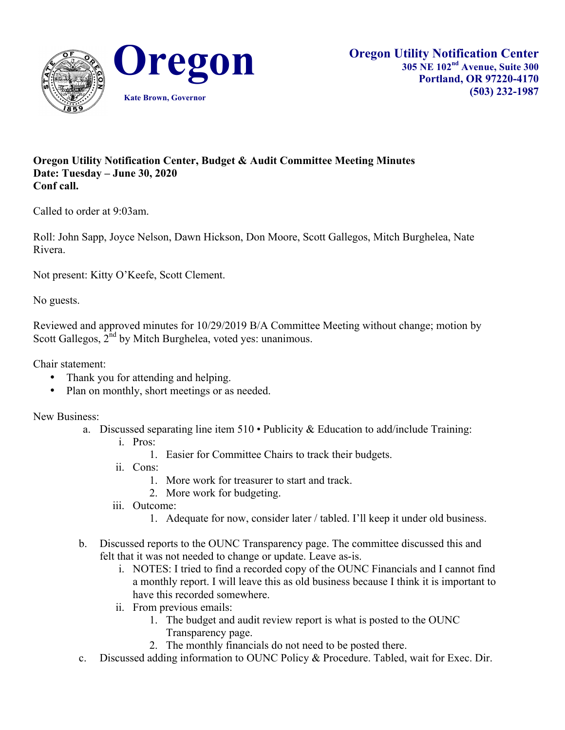# Oregon

Kate Brown, Governor

**Oregon Utility Notification Center**
**305 NE 102nd Avenue, Suite 300**
**Portland, OR 97220-4170**
**(503) 232-1987**

**Oregon Utility Notification Center, Budget & Audit Committee Meeting Minutes**
**Date: Tuesday – June 30, 2020**
**Conf call.**

Called to order at 9:03am.

Roll: John Sapp, Joyce Nelson, Dawn Hickson, Don Moore, Scott Gallegos, Mitch Burghelea, Nate Rivera.

Not present: Kitty O'Keefe, Scott Clement.

No guests.

Reviewed and approved minutes for 10/29/2019 B/A Committee Meeting without change; motion by Scott Gallegos, 2nd by Mitch Burghelea, voted yes: unanimous.

Chair statement:

- Thank you for attending and helping.
- Plan on monthly, short meetings or as needed.

New Business:

a. Discussed separating line item 510 • Publicity & Education to add/include Training:
   i. Pros:
      1. Easier for Committee Chairs to track their budgets.
   ii. Cons:
      1. More work for treasurer to start and track.
      2. More work for budgeting.
   iii. Outcome:
      1. Adequate for now, consider later / tabled. I'll keep it under old business.

b. Discussed reports to the OUNC Transparency page. The committee discussed this and felt that it was not needed to change or update. Leave as-is.
   i. NOTES: I tried to find a recorded copy of the OUNC Financials and I cannot find a monthly report. I will leave this as old business because I think it is important to have this recorded somewhere.
   ii. From previous emails:
      1. The budget and audit review report is what is posted to the OUNC Transparency page.
      2. The monthly financials do not need to be posted there.

c. Discussed adding information to OUNC Policy & Procedure. Tabled, wait for Exec. Dir.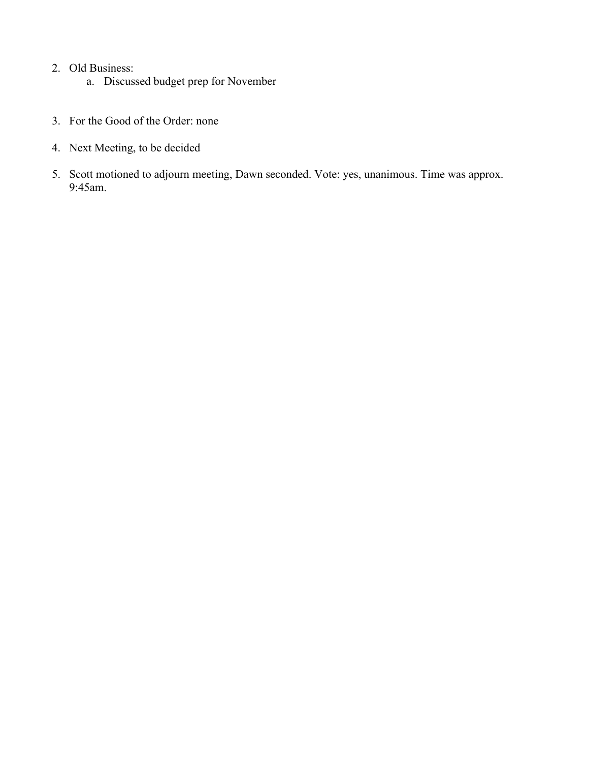2. Old Business:
    a. Discussed budget prep for November

3. For the Good of the Order: none

4. Next Meeting, to be decided

5. Scott motioned to adjourn meeting, Dawn seconded. Vote: yes, unanimous. Time was approx. 9:45am.